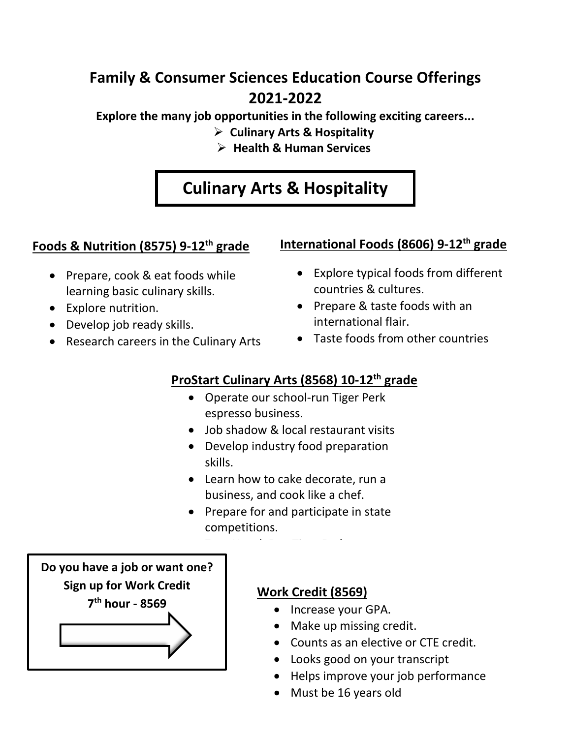# Family & Consumer Sciences Education Course Offerings 2021-2022

**Explore the many job opportunities in the following exciting careers...**

- **Culinary Arts & Hospitality**
- **Health & Human Services**

## Culinary Arts & Hospitality

### Foods & Nutrition (8575) 9-12th grade

- Prepare, cook & eat foods while learning basic culinary skills.
- Explore nutrition.
- Develop job ready skills.
- Research careers in the Culinary Arts

### International Foods (8606) 9-12th grade

- Explore typical foods from different countries & cultures.
- Prepare & taste foods with an international flair.
- Taste foods from other countries

### ProStart Culinary Arts (8568) 10-12th grade

- Operate our school-run Tiger Perk espresso business.
- Job shadow & local restaurant visits
- Develop industry food preparation skills.
- Learn how to cake decorate, run a business, and cook like a chef.
- Prepare for and participate in state competitions.

**Do you have a job or want one? Sign up for Work Credit 7th hour - 8569**

### Work Credit (8569)

- Increase your GPA.
- Make up missing credit.
- Counts as an elective or CTE credit.
- Looks good on your transcript
- Helps improve your job performance
- Must be 16 years old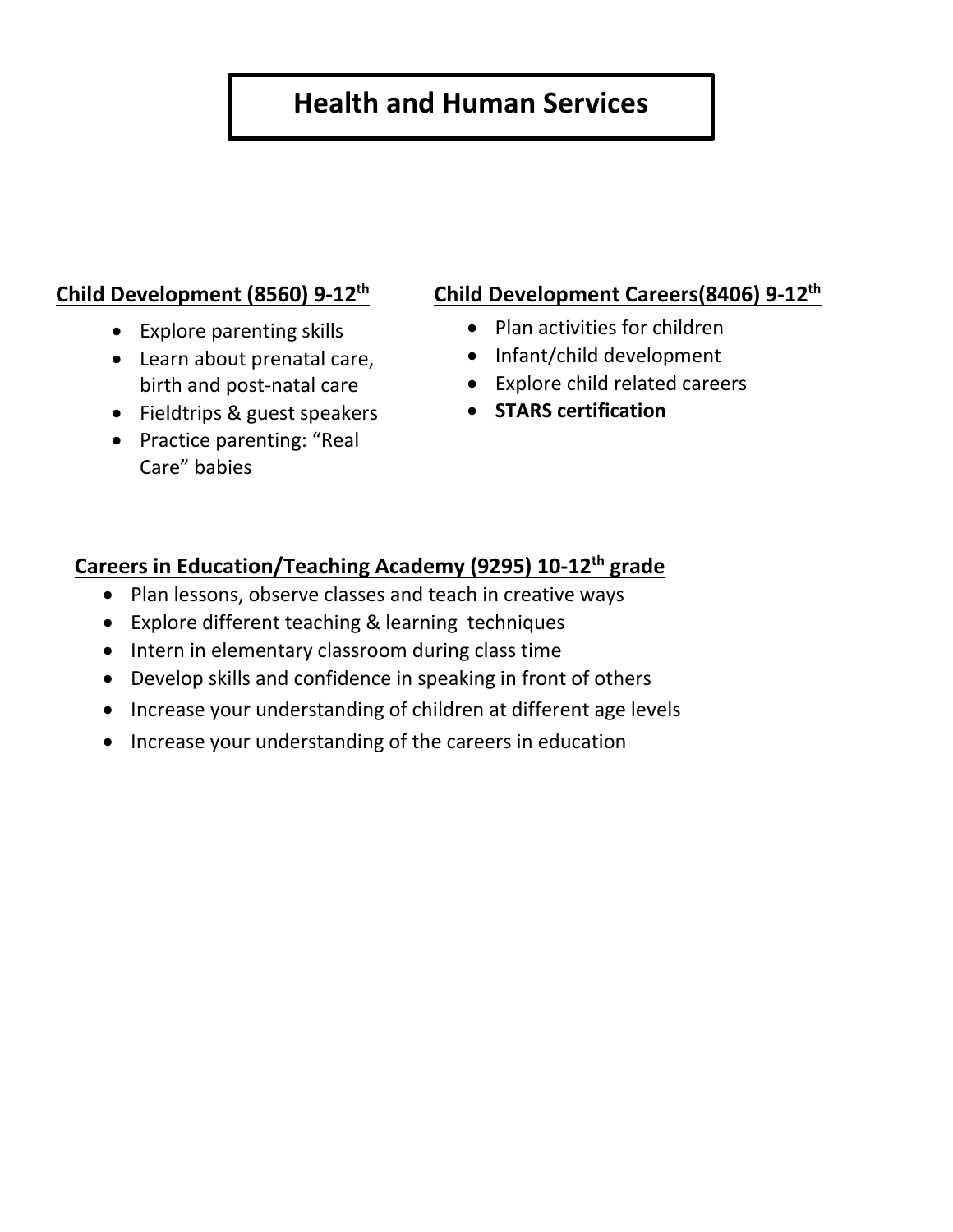# Health and Human Services

## Child Development (8560) 9-12th

- Explore parenting skills
- Learn about prenatal care, birth and post-natal care
- Fieldtrips & guest speakers
- Practice parenting: "Real Care" babies

## Child Development Careers(8406) 9-12th

- Plan activities for children
- Infant/child development
- Explore child related careers
- **STARS certification**

## Careers in Education/Teaching Academy (9295) 10-12th grade

- Plan lessons, observe classes and teach in creative ways
- Explore different teaching & learning techniques
- Intern in elementary classroom during class time
- Develop skills and confidence in speaking in front of others
- Increase your understanding of children at different age levels
- Increase your understanding of the careers in education